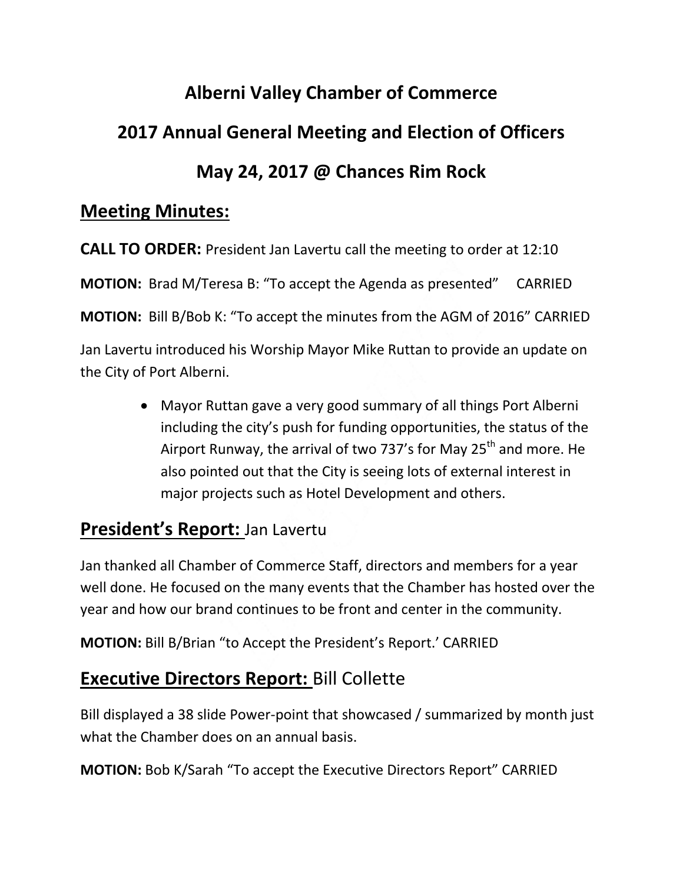# Alberni Valley Chamber of Commerce

# 2017 Annual General Meeting and Election of Officers

# May 24, 2017 @ Chances Rim Rock

## Meeting Minutes:

**CALL TO ORDER:** President Jan Lavertu call the meeting to order at 12:10

**MOTION:** Brad M/Teresa B: "To accept the Agenda as presented" CARRIED

**MOTION:** Bill B/Bob K: "To accept the minutes from the AGM of 2016" CARRIED

Jan Lavertu introduced his Worship Mayor Mike Ruttan to provide an update on the City of Port Alberni.

- Mayor Ruttan gave a very good summary of all things Port Alberni including the city's push for funding opportunities, the status of the Airport Runway, the arrival of two 737's for May 25th and more. He also pointed out that the City is seeing lots of external interest in major projects such as Hotel Development and others.

## President's Report: Jan Lavertu

Jan thanked all Chamber of Commerce Staff, directors and members for a year well done. He focused on the many events that the Chamber has hosted over the year and how our brand continues to be front and center in the community.

**MOTION:** Bill B/Brian "to Accept the President's Report.' CARRIED

## Executive Directors Report: Bill Collette

Bill displayed a 38 slide Power-point that showcased / summarized by month just what the Chamber does on an annual basis.

**MOTION:** Bob K/Sarah "To accept the Executive Directors Report" CARRIED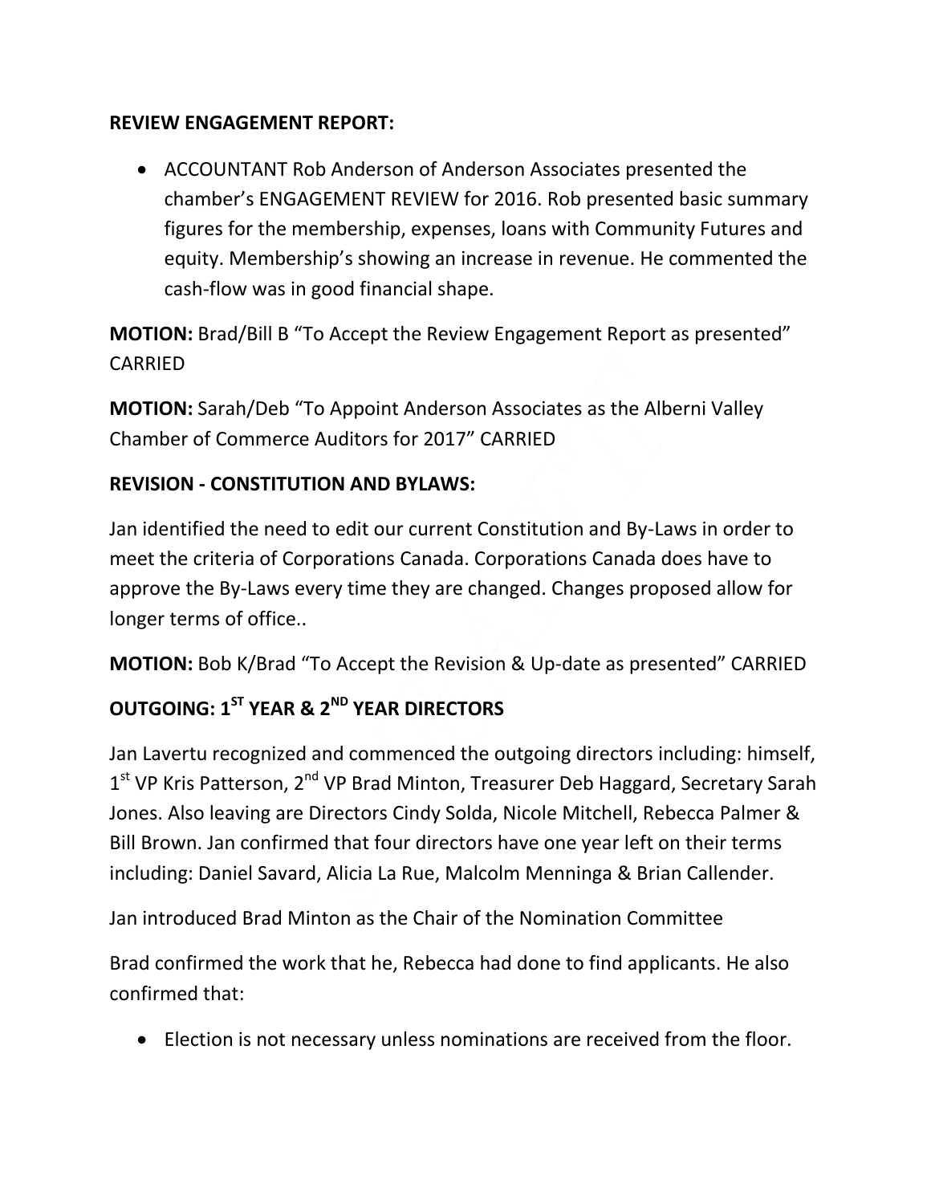**REVIEW ENGAGEMENT REPORT:**

- ACCOUNTANT Rob Anderson of Anderson Associates presented the chamber's ENGAGEMENT REVIEW for 2016. Rob presented basic summary figures for the membership, expenses, loans with Community Futures and equity. Membership's showing an increase in revenue. He commented the cash-flow was in good financial shape.

**MOTION:** Brad/Bill B "To Accept the Review Engagement Report as presented" CARRIED

**MOTION:** Sarah/Deb "To Appoint Anderson Associates as the Alberni Valley Chamber of Commerce Auditors for 2017" CARRIED

**REVISION - CONSTITUTION AND BYLAWS:**

Jan identified the need to edit our current Constitution and By-Laws in order to meet the criteria of Corporations Canada. Corporations Canada does have to approve the By-Laws every time they are changed. Changes proposed allow for longer terms of office..

**MOTION:** Bob K/Brad "To Accept the Revision & Up-date as presented" CARRIED

**OUTGOING: 1ST YEAR & 2ND YEAR DIRECTORS**

Jan Lavertu recognized and commenced the outgoing directors including: himself, 1st VP Kris Patterson, 2nd VP Brad Minton, Treasurer Deb Haggard, Secretary Sarah Jones. Also leaving are Directors Cindy Solda, Nicole Mitchell, Rebecca Palmer & Bill Brown. Jan confirmed that four directors have one year left on their terms including: Daniel Savard, Alicia La Rue, Malcolm Menninga & Brian Callender.

Jan introduced Brad Minton as the Chair of the Nomination Committee

Brad confirmed the work that he, Rebecca had done to find applicants. He also confirmed that:

- Election is not necessary unless nominations are received from the floor.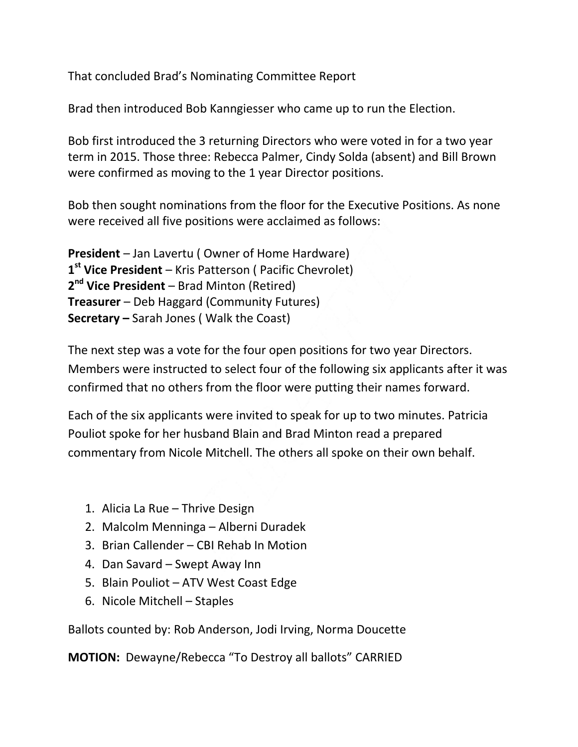That concluded Brad's Nominating Committee Report

Brad then introduced Bob Kanngiesser who came up to run the Election.

Bob first introduced the 3 returning Directors who were voted in for a two year term in 2015. Those three: Rebecca Palmer, Cindy Solda (absent) and Bill Brown were confirmed as moving to the 1 year Director positions.

Bob then sought nominations from the floor for the Executive Positions. As none were received all five positions were acclaimed as follows:

**President** – Jan Lavertu ( Owner of Home Hardware)
**1st Vice President** – Kris Patterson ( Pacific Chevrolet)
**2nd Vice President** – Brad Minton (Retired)
**Treasurer** – Deb Haggard (Community Futures)
**Secretary –** Sarah Jones ( Walk the Coast)

The next step was a vote for the four open positions for two year Directors. Members were instructed to select four of the following six applicants after it was confirmed that no others from the floor were putting their names forward.

Each of the six applicants were invited to speak for up to two minutes. Patricia Pouliot spoke for her husband Blain and Brad Minton read a prepared commentary from Nicole Mitchell. The others all spoke on their own behalf.

1. Alicia La Rue – Thrive Design
2. Malcolm Menninga – Alberni Duradek
3. Brian Callender – CBI Rehab In Motion
4. Dan Savard – Swept Away Inn
5. Blain Pouliot – ATV West Coast Edge
6. Nicole Mitchell – Staples

Ballots counted by: Rob Anderson, Jodi Irving, Norma Doucette

**MOTION:** Dewayne/Rebecca "To Destroy all ballots" CARRIED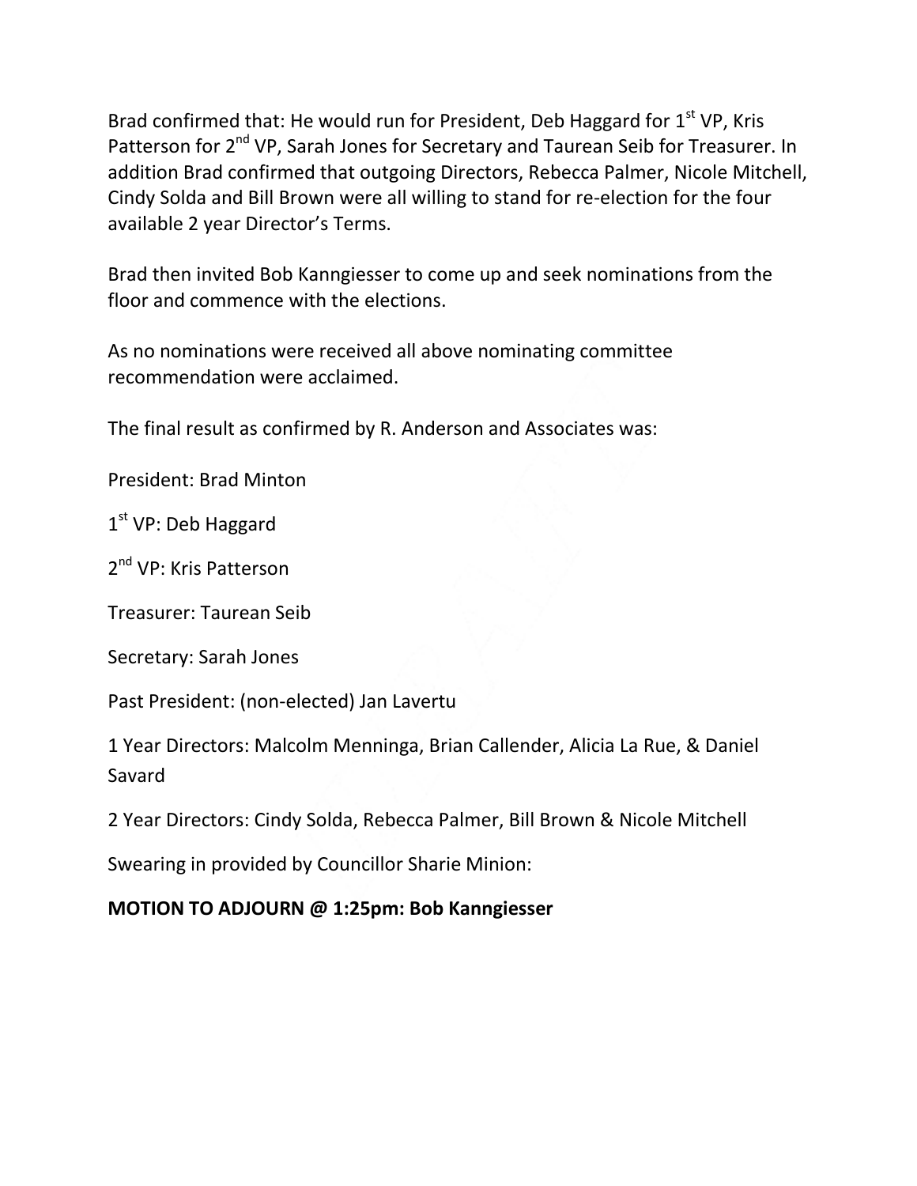Brad confirmed that: He would run for President, Deb Haggard for 1st VP, Kris Patterson for 2nd VP, Sarah Jones for Secretary and Taurean Seib for Treasurer. In addition Brad confirmed that outgoing Directors, Rebecca Palmer, Nicole Mitchell, Cindy Solda and Bill Brown were all willing to stand for re-election for the four available 2 year Director's Terms.

Brad then invited Bob Kanngiesser to come up and seek nominations from the floor and commence with the elections.

As no nominations were received all above nominating committee recommendation were acclaimed.

The final result as confirmed by R. Anderson and Associates was:

President: Brad Minton

1st VP: Deb Haggard

2nd VP: Kris Patterson

Treasurer: Taurean Seib

Secretary: Sarah Jones

Past President: (non-elected) Jan Lavertu

1 Year Directors: Malcolm Menninga, Brian Callender, Alicia La Rue, & Daniel Savard

2 Year Directors: Cindy Solda, Rebecca Palmer, Bill Brown & Nicole Mitchell

Swearing in provided by Councillor Sharie Minion:

**MOTION TO ADJOURN @ 1:25pm: Bob Kanngiesser**